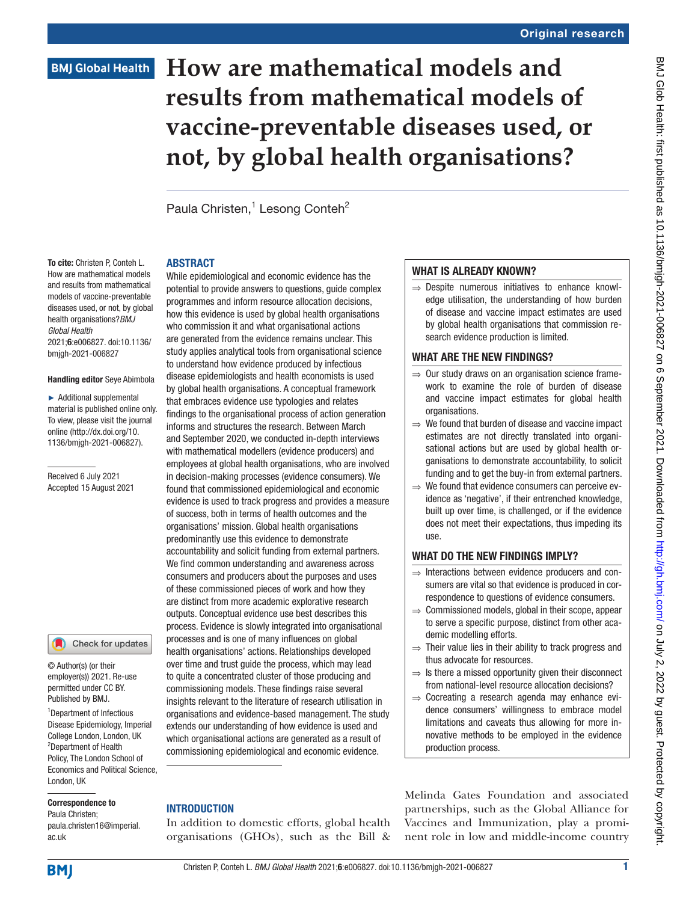Original research

BMJ Global Health

# How are mathematical models and results from mathematical models of vaccine-preventable diseases used, or not, by global health organisations?

Paula Christen,[1] Lesong Conteh[2]

**To cite:** Christen P, Conteh L. How are mathematical models and results from mathematical models of vaccine-preventable diseases used, or not, by global health organisations? *BMJ Global Health* 2021;**6**:e006827. doi:10.1136/bmjgh-2021-006827

**Handling editor** Seye Abimbola

► Additional supplemental material is published online only. To view, please visit the journal online (http://dx.doi.org/10.1136/bmjgh-2021-006827).

Received 6 July 2021
Accepted 15 August 2021

© Author(s) (or their employer(s)) 2021. Re-use permitted under CC BY. Published by BMJ.

[1]Department of Infectious Disease Epidemiology, Imperial College London, London, UK
[2]Department of Health Policy, The London School of Economics and Political Science, London, UK

**Correspondence to**
Paula Christen;
paula.christen16@imperial.ac.uk

## ABSTRACT

While epidemiological and economic evidence has the potential to provide answers to questions, guide complex programmes and inform resource allocation decisions, how this evidence is used by global health organisations who commission it and what organisational actions are generated from the evidence remains unclear. This study applies analytical tools from organisational science to understand how evidence produced by infectious disease epidemiologists and health economists is used by global health organisations. A conceptual framework that embraces evidence use typologies and relates findings to the organisational process of action generation informs and structures the research. Between March and September 2020, we conducted in-depth interviews with mathematical modellers (evidence producers) and employees at global health organisations, who are involved in decision-making processes (evidence consumers). We found that commissioned epidemiological and economic evidence is used to track progress and provides a measure of success, both in terms of health outcomes and the organisations' mission. Global health organisations predominantly use this evidence to demonstrate accountability and solicit funding from external partners. We find common understanding and awareness across consumers and producers about the purposes and uses of these commissioned pieces of work and how they are distinct from more academic explorative research outputs. Conceptual evidence use best describes this process. Evidence is slowly integrated into organisational processes and is one of many influences on global health organisations' actions. Relationships developed over time and trust guide the process, which may lead to quite a concentrated cluster of those producing and commissioning models. These findings raise several insights relevant to the literature of research utilisation in organisations and evidence-based management. The study extends our understanding of how evidence is used and which organisational actions are generated as a result of commissioning epidemiological and economic evidence.

### WHAT IS ALREADY KNOWN?

⇒ Despite numerous initiatives to enhance knowledge utilisation, the understanding of how burden of disease and vaccine impact estimates are used by global health organisations that commission research evidence production is limited.

### WHAT ARE THE NEW FINDINGS?

⇒ Our study draws on an organisation science framework to examine the role of burden of disease and vaccine impact estimates for global health organisations.
⇒ We found that burden of disease and vaccine impact estimates are not directly translated into organisational actions but are used by global health organisations to demonstrate accountability, to solicit funding and to get the buy-in from external partners.
⇒ We found that evidence consumers can perceive evidence as 'negative', if their entrenched knowledge, built up over time, is challenged, or if the evidence does not meet their expectations, thus impeding its use.

### WHAT DO THE NEW FINDINGS IMPLY?

⇒ Interactions between evidence producers and consumers are vital so that evidence is produced in correspondence to questions of evidence consumers.
⇒ Commissioned models, global in their scope, appear to serve a specific purpose, distinct from other academic modelling efforts.
⇒ Their value lies in their ability to track progress and thus advocate for resources.
⇒ Is there a missed opportunity given their disconnect from national-level resource allocation decisions?
⇒ Cocreating a research agenda may enhance evidence consumers' willingness to embrace model limitations and caveats thus allowing for more innovative methods to be employed in the evidence production process.

## INTRODUCTION

In addition to domestic efforts, global health organisations (GHOs), such as the Bill & Melinda Gates Foundation and associated partnerships, such as the Global Alliance for Vaccines and Immunization, play a prominent role in low and middle-income country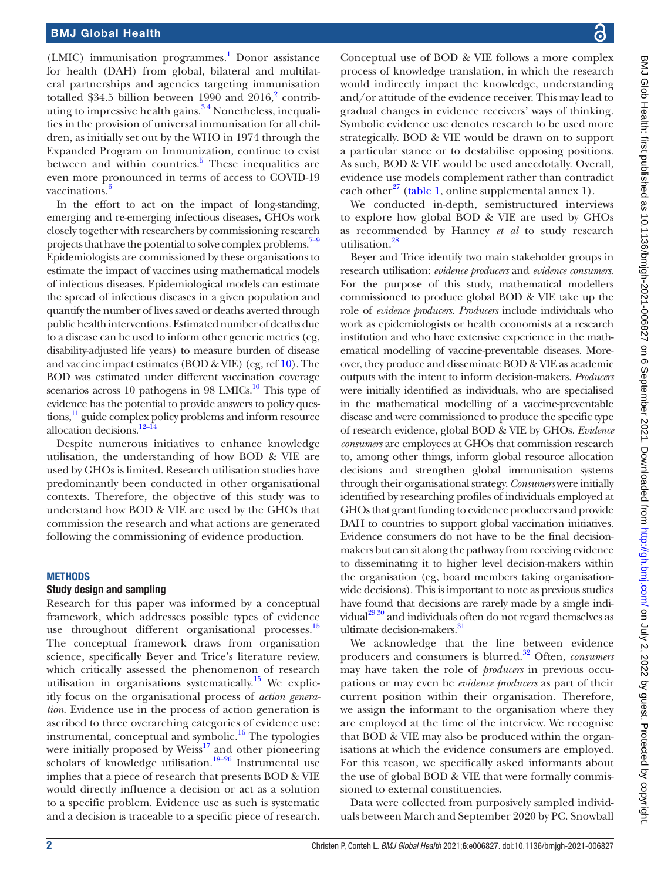(LMIC) immunisation programmes.[1] Donor assistance for health (DAH) from global, bilateral and multilateral partnerships and agencies targeting immunisation totalled \$34.5 billion between 1990 and 2016,[2] contributing to impressive health gains.[3 4] Nonetheless, inequalities in the provision of universal immunisation for all children, as initially set out by the WHO in 1974 through the Expanded Program on Immunization, continue to exist between and within countries.[5] These inequalities are even more pronounced in terms of access to COVID-19 vaccinations.[6]

In the effort to act on the impact of long-standing, emerging and re-emerging infectious diseases, GHOs work closely together with researchers by commissioning research projects that have the potential to solve complex problems.[7–9] Epidemiologists are commissioned by these organisations to estimate the impact of vaccines using mathematical models of infectious diseases. Epidemiological models can estimate the spread of infectious diseases in a given population and quantify the number of lives saved or deaths averted through public health interventions. Estimated number of deaths due to a disease can be used to inform other generic metrics (eg, disability-adjusted life years) to measure burden of disease and vaccine impact estimates (BOD & VIE) (eg, ref 10). The BOD was estimated under different vaccination coverage scenarios across 10 pathogens in 98 LMICs.[10] This type of evidence has the potential to provide answers to policy questions,[11] guide complex policy problems and inform resource allocation decisions.[12–14]

Despite numerous initiatives to enhance knowledge utilisation, the understanding of how BOD & VIE are used by GHOs is limited. Research utilisation studies have predominantly been conducted in other organisational contexts. Therefore, the objective of this study was to understand how BOD & VIE are used by the GHOs that commission the research and what actions are generated following the commissioning of evidence production.

## METHODS

### Study design and sampling

Research for this paper was informed by a conceptual framework, which addresses possible types of evidence use throughout different organisational processes.[15] The conceptual framework draws from organisation science, specifically Beyer and Trice's literature review, which critically assessed the phenomenon of research utilisation in organisations systematically.[15] We explicitly focus on the organisational process of *action generation*. Evidence use in the process of action generation is ascribed to three overarching categories of evidence use: instrumental, conceptual and symbolic.[16] The typologies were initially proposed by Weiss[17] and other pioneering scholars of knowledge utilisation.[18–26] Instrumental use implies that a piece of research that presents BOD & VIE would directly influence a decision or act as a solution to a specific problem. Evidence use as such is systematic and a decision is traceable to a specific piece of research. Conceptual use of BOD & VIE follows a more complex process of knowledge translation, in which the research would indirectly impact the knowledge, understanding and/or attitude of the evidence receiver. This may lead to gradual changes in evidence receivers' ways of thinking. Symbolic evidence use denotes research to be used more strategically. BOD & VIE would be drawn on to support a particular stance or to destabilise opposing positions. As such, BOD & VIE would be used anecdotally. Overall, evidence use models complement rather than contradict each other[27] (table 1, online supplemental annex 1).

We conducted in-depth, semistructured interviews to explore how global BOD & VIE are used by GHOs as recommended by Hanney *et al* to study research utilisation.[28]

Beyer and Trice identify two main stakeholder groups in research utilisation: *evidence producers* and *evidence consumers*. For the purpose of this study, mathematical modellers commissioned to produce global BOD & VIE take up the role of *evidence producers*. *Producers* include individuals who work as epidemiologists or health economists at a research institution and who have extensive experience in the mathematical modelling of vaccine-preventable diseases. Moreover, they produce and disseminate BOD & VIE as academic outputs with the intent to inform decision-makers. *Producers* were initially identified as individuals, who are specialised in the mathematical modelling of a vaccine-preventable disease and were commissioned to produce the specific type of research evidence, global BOD & VIE by GHOs. *Evidence consumers* are employees at GHOs that commission research to, among other things, inform global resource allocation decisions and strengthen global immunisation systems through their organisational strategy. *Consumers* were initially identified by researching profiles of individuals employed at GHOs that grant funding to evidence producers and provide DAH to countries to support global vaccination initiatives. Evidence consumers do not have to be the final decision-makers but can sit along the pathway from receiving evidence to disseminating it to higher level decision-makers within the organisation (eg, board members taking organisation-wide decisions). This is important to note as previous studies have found that decisions are rarely made by a single individual[29 30] and individuals often do not regard themselves as ultimate decision-makers.[31]

We acknowledge that the line between evidence producers and consumers is blurred.[32] Often, *consumers* may have taken the role of *producers* in previous occupations or may even be *evidence producers* as part of their current position within their organisation. Therefore, we assign the informant to the organisation where they are employed at the time of the interview. We recognise that BOD & VIE may also be produced within the organisations at which the evidence consumers are employed. For this reason, we specifically asked informants about the use of global BOD & VIE that were formally commissioned to external constituencies.

Data were collected from purposively sampled individuals between March and September 2020 by PC. Snowball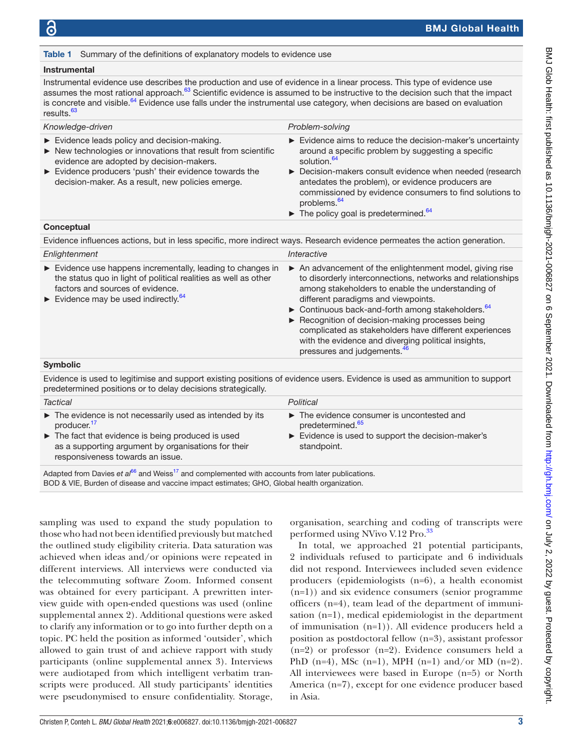**Table 1** Summary of the definitions of explanatory models to evidence use

| **Instrumental** | |
|---|---|
| Instrumental evidence use describes the production and use of evidence in a linear process. This type of evidence use assumes the most rational approach.[63] Scientific evidence is assumed to be instructive to the decision such that the impact is concrete and visible.[64] Evidence use falls under the instrumental use category, when decisions are based on evaluation results.[63] | |
| *Knowledge-driven* | *Problem-solving* |
| ► Evidence leads policy and decision-making.<br>► New technologies or innovations that result from scientific evidence are adopted by decision-makers.<br>► Evidence producers 'push' their evidence towards the decision-maker. As a result, new policies emerge. | ► Evidence aims to reduce the decision-maker's uncertainty around a specific problem by suggesting a specific solution.[64]<br>► Decision-makers consult evidence when needed (research antedates the problem), or evidence producers are commissioned by evidence consumers to find solutions to problems.[64]<br>► The policy goal is predetermined.[64] |
| **Conceptual** | |
| Evidence influences actions, but in less specific, more indirect ways. Research evidence permeates the action generation. | |
| *Enlightenment* | *Interactive* |
| ► Evidence use happens incrementally, leading to changes in the status quo in light of political realities as well as other factors and sources of evidence.<br>► Evidence may be used indirectly.[64] | ► An advancement of the enlightenment model, giving rise to disorderly interconnections, networks and relationships among stakeholders to enable the understanding of different paradigms and viewpoints.<br>► Continuous back-and-forth among stakeholders.[64]<br>► Recognition of decision-making processes being complicated as stakeholders have different experiences with the evidence and diverging political insights, pressures and judgements.[46] |
| **Symbolic** | |
| Evidence is used to legitimise and support existing positions of evidence users. Evidence is used as ammunition to support predetermined positions or to delay decisions strategically. | |
| *Tactical* | *Political* |
| ► The evidence is not necessarily used as intended by its producer.[17]<br>► The fact that evidence is being produced is used as a supporting argument by organisations for their responsiveness towards an issue. | ► The evidence consumer is uncontested and predetermined.[65]<br>► Evidence is used to support the decision-maker's standpoint. |

Adapted from Davies *et al*[66] and Weiss[17] and complemented with accounts from later publications.
BOD & VIE, Burden of disease and vaccine impact estimates; GHO, Global health organization.

sampling was used to expand the study population to those who had not been identified previously but matched the outlined study eligibility criteria. Data saturation was achieved when ideas and/or opinions were repeated in different interviews. All interviews were conducted via the telecommuting software Zoom. Informed consent was obtained for every participant. A prewritten interview guide with open-ended questions was used (online supplemental annex 2). Additional questions were asked to clarify any information or to go into further depth on a topic. PC held the position as informed 'outsider', which allowed to gain trust of and achieve rapport with study participants (online supplemental annex 3). Interviews were audiotaped from which intelligent verbatim transcripts were produced. All study participants' identities were pseudonymised to ensure confidentiality. Storage, organisation, searching and coding of transcripts were performed using NVivo V.12 Pro.[33]

In total, we approached 21 potential participants, 2 individuals refused to participate and 6 individuals did not respond. Interviewees included seven evidence producers (epidemiologists (n=6), a health economist (n=1)) and six evidence consumers (senior programme officers (n=4), team lead of the department of immunisation (n=1), medical epidemiologist in the department of immunisation (n=1)). All evidence producers held a position as postdoctoral fellow (n=3), assistant professor (n=2) or professor (n=2). Evidence consumers held a PhD (n=4), MSc (n=1), MPH (n=1) and/or MD (n=2). All interviewees were based in Europe (n=5) or North America (n=7), except for one evidence producer based in Asia.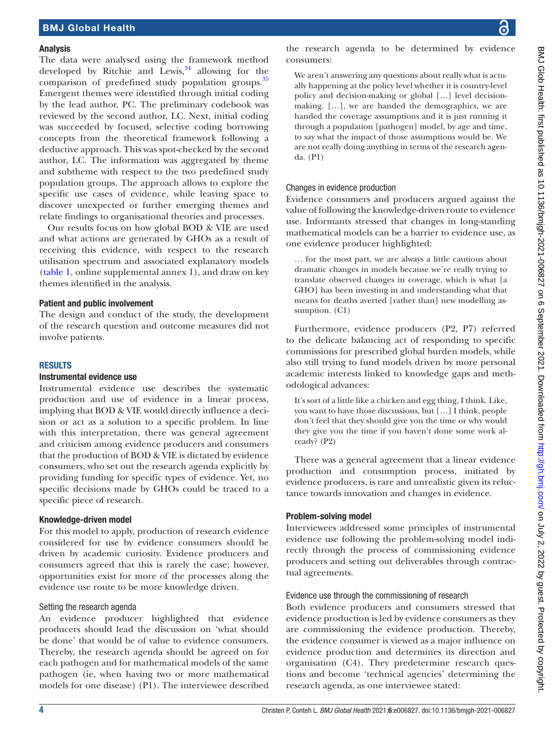### Analysis

The data were analysed using the framework method developed by Ritchie and Lewis,[34] allowing for the comparison of predefined study population groups.[35] Emergent themes were identified through initial coding by the lead author, PC. The preliminary codebook was reviewed by the second author, LC. Next, initial coding was succeeded by focused, selective coding borrowing concepts from the theoretical framework following a deductive approach. This was spot-checked by the second author, LC. The information was aggregated by theme and subtheme with respect to the two predefined study population groups. The approach allows to explore the specific use cases of evidence, while leaving space to discover unexpected or further emerging themes and relate findings to organisational theories and processes.

Our results focus on how global BOD & VIE are used and what actions are generated by GHOs as a result of receiving this evidence, with respect to the research utilisation spectrum and associated explanatory models (table 1, online supplemental annex 1), and draw on key themes identified in the analysis.

### Patient and public involvement

The design and conduct of the study, the development of the research question and outcome measures did not involve patients.

## RESULTS

### Instrumental evidence use

Instrumental evidence use describes the systematic production and use of evidence in a linear process, implying that BOD & VIE would directly influence a decision or act as a solution to a specific problem. In line with this interpretation, there was general agreement and criticism among evidence producers and consumers that the production of BOD & VIE is dictated by evidence consumers, who set out the research agenda explicitly by providing funding for specific types of evidence. Yet, no specific decisions made by GHOs could be traced to a specific piece of research.

### Knowledge-driven model

For this model to apply, production of research evidence considered for use by evidence consumers should be driven by academic curiosity. Evidence producers and consumers agreed that this is rarely the case; however, opportunities exist for more of the processes along the evidence use route to be more knowledge driven.

#### Setting the research agenda

An evidence producer highlighted that evidence producers should lead the discussion on 'what should be done' that would be of value to evidence consumers. Thereby, the research agenda should be agreed on for each pathogen and for mathematical models of the same pathogen (ie, when having two or more mathematical models for one disease) (P1). The interviewee described the research agenda to be determined by evidence consumers:

> We aren't answering any questions about really what is actually happening at the policy level whether it is country-level policy and decision-making or global […] level decision-making. […], we are handed the demographics, we are handed the coverage assumptions and it is just running it through a population [pathogen] model, by age and time, to say what the impact of those assumptions would be. We are not really doing anything in terms of the research agenda. (P1)

#### Changes in evidence production

Evidence consumers and producers argued against the value of following the knowledge-driven route to evidence use. Informants stressed that changes in long-standing mathematical models can be a barrier to evidence use, as one evidence producer highlighted:

> … for the most part, we are always a little cautious about dramatic changes in models because we're really trying to translate observed changes in coverage, which is what [a GHO] has been investing in and understanding what that means for deaths averted [rather than] new modelling assumption. (C1)

Furthermore, evidence producers (P2, P7) referred to the delicate balancing act of responding to specific commissions for prescribed global burden models, while also still trying to fund models driven by more personal academic interests linked to knowledge gaps and methodological advances:

> It's sort of a little like a chicken and egg thing, I think. Like, you want to have those discussions, but […] I think, people don't feel that they should give you the time or why would they give you the time if you haven't done some work already? (P2)

There was a general agreement that a linear evidence production and consumption process, initiated by evidence producers, is rare and unrealistic given its reluctance towards innovation and changes in evidence.

### Problem-solving model

Interviewees addressed some principles of instrumental evidence use following the problem-solving model indirectly through the process of commissioning evidence producers and setting out deliverables through contractual agreements.

#### Evidence use through the commissioning of research

Both evidence producers and consumers stressed that evidence production is led by evidence consumers as they are commissioning the evidence production. Thereby, the evidence consumer is viewed as a major influence on evidence production and determines its direction and organisation (C4). They predetermine research questions and become 'technical agencies' determining the research agenda, as one interviewee stated: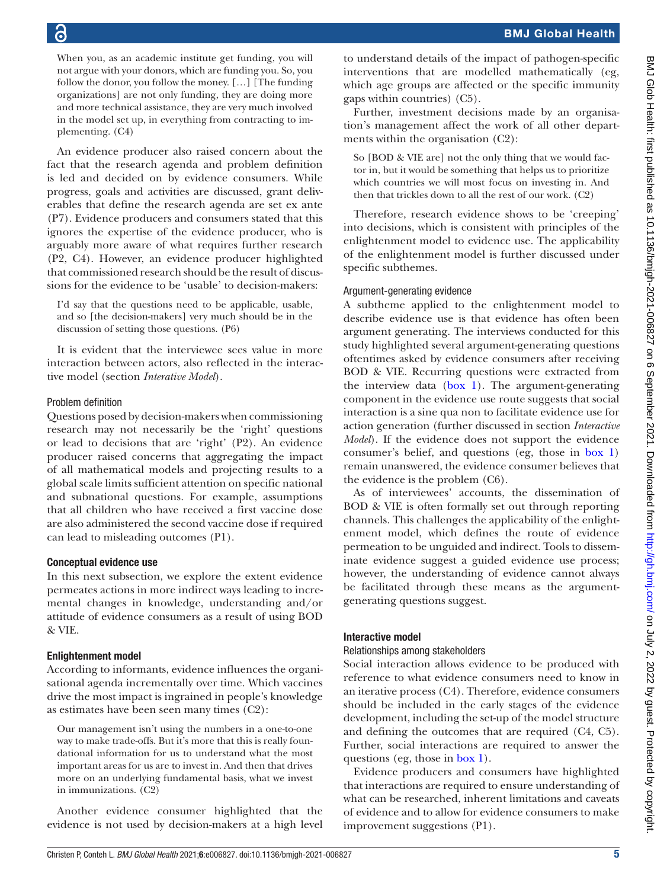> When you, as an academic institute get funding, you will not argue with your donors, which are funding you. So, you follow the donor, you follow the money. […] [The funding organizations] are not only funding, they are doing more and more technical assistance, they are very much involved in the model set up, in everything from contracting to implementing. (C4)

An evidence producer also raised concern about the fact that the research agenda and problem definition is led and decided on by evidence consumers. While progress, goals and activities are discussed, grant deliverables that define the research agenda are set ex ante (P7). Evidence producers and consumers stated that this ignores the expertise of the evidence producer, who is arguably more aware of what requires further research (P2, C4). However, an evidence producer highlighted that commissioned research should be the result of discussions for the evidence to be 'usable' to decision-makers:

> I'd say that the questions need to be applicable, usable, and so [the decision-makers] very much should be in the discussion of setting those questions. (P6)

It is evident that the interviewee sees value in more interaction between actors, also reflected in the interactive model (section *Interative Model*).

#### Problem definition

Questions posed by decision-makers when commissioning research may not necessarily be the 'right' questions or lead to decisions that are 'right' (P2). An evidence producer raised concerns that aggregating the impact of all mathematical models and projecting results to a global scale limits sufficient attention on specific national and subnational questions. For example, assumptions that all children who have received a first vaccine dose are also administered the second vaccine dose if required can lead to misleading outcomes (P1).

### Conceptual evidence use

In this next subsection, we explore the extent evidence permeates actions in more indirect ways leading to incremental changes in knowledge, understanding and/or attitude of evidence consumers as a result of using BOD & VIE.

### Enlightenment model

According to informants, evidence influences the organisational agenda incrementally over time. Which vaccines drive the most impact is ingrained in people's knowledge as estimates have been seen many times (C2):

> Our management isn't using the numbers in a one-to-one way to make trade-offs. But it's more that this is really foundational information for us to understand what the most important areas for us are to invest in. And then that drives more on an underlying fundamental basis, what we invest in immunizations. (C2)

Another evidence consumer highlighted that the evidence is not used by decision-makers at a high level to understand details of the impact of pathogen-specific interventions that are modelled mathematically (eg, which age groups are affected or the specific immunity gaps within countries) (C5).

Further, investment decisions made by an organisation's management affect the work of all other departments within the organisation (C2):

> So [BOD & VIE are] not the only thing that we would factor in, but it would be something that helps us to prioritize which countries we will most focus on investing in. And then that trickles down to all the rest of our work. (C2)

Therefore, research evidence shows to be 'creeping' into decisions, which is consistent with principles of the enlightenment model to evidence use. The applicability of the enlightenment model is further discussed under specific subthemes.

#### Argument-generating evidence

A subtheme applied to the enlightenment model to describe evidence use is that evidence has often been argument generating. The interviews conducted for this study highlighted several argument-generating questions oftentimes asked by evidence consumers after receiving BOD & VIE. Recurring questions were extracted from the interview data (box 1). The argument-generating component in the evidence use route suggests that social interaction is a sine qua non to facilitate evidence use for action generation (further discussed in section *Interactive Model*). If the evidence does not support the evidence consumer's belief, and questions (eg, those in box 1) remain unanswered, the evidence consumer believes that the evidence is the problem (C6).

As of interviewees' accounts, the dissemination of BOD & VIE is often formally set out through reporting channels. This challenges the applicability of the enlightenment model, which defines the route of evidence permeation to be unguided and indirect. Tools to disseminate evidence suggest a guided evidence use process; however, the understanding of evidence cannot always be facilitated through these means as the argument-generating questions suggest.

### Interactive model

#### Relationships among stakeholders

Social interaction allows evidence to be produced with reference to what evidence consumers need to know in an iterative process (C4). Therefore, evidence consumers should be included in the early stages of the evidence development, including the set-up of the model structure and defining the outcomes that are required (C4, C5). Further, social interactions are required to answer the questions (eg, those in box 1).

Evidence producers and consumers have highlighted that interactions are required to ensure understanding of what can be researched, inherent limitations and caveats of evidence and to allow for evidence consumers to make improvement suggestions (P1).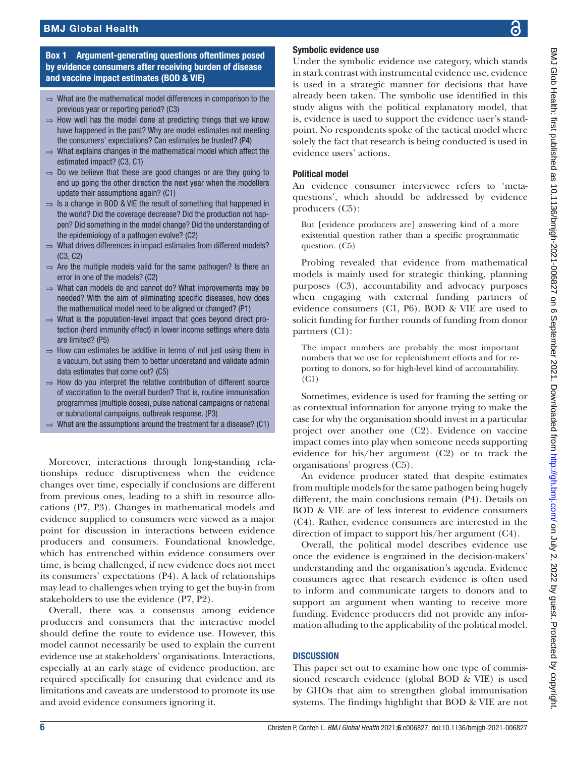**Box 1 Argument-generating questions oftentimes posed by evidence consumers after receiving burden of disease and vaccine impact estimates (BOD & VIE)**

- ⇒ What are the mathematical model differences in comparison to the previous year or reporting period? (C3)
- ⇒ How well has the model done at predicting things that we know have happened in the past? Why are model estimates not meeting the consumers' expectations? Can estimates be trusted? (P4)
- ⇒ What explains changes in the mathematical model which affect the estimated impact? (C3, C1)
- ⇒ Do we believe that these are good changes or are they going to end up going the other direction the next year when the modellers update their assumptions again? (C1)
- ⇒ Is a change in BOD & VIE the result of something that happened in the world? Did the coverage decrease? Did the production not happen? Did something in the model change? Did the understanding of the epidemiology of a pathogen evolve? (C2)
- ⇒ What drives differences in impact estimates from different models? (C3, C2)
- ⇒ Are the multiple models valid for the same pathogen? Is there an error in one of the models? (C2)
- ⇒ What can models do and cannot do? What improvements may be needed? With the aim of eliminating specific diseases, how does the mathematical model need to be aligned or changed? (P1)
- ⇒ What is the population-level impact that goes beyond direct protection (herd immunity effect) in lower income settings where data are limited? (P5)
- ⇒ How can estimates be additive in terms of not just using them in a vacuum, but using them to better understand and validate admin data estimates that come out? (C5)
- ⇒ How do you interpret the relative contribution of different source of vaccination to the overall burden? That is, routine immunisation programmes (multiple doses), pulse national campaigns or national or subnational campaigns, outbreak response. (P3)
- ⇒ What are the assumptions around the treatment for a disease? (C1)

Moreover, interactions through long-standing relationships reduce disruptiveness when the evidence changes over time, especially if conclusions are different from previous ones, leading to a shift in resource allocations (P7, P3). Changes in mathematical models and evidence supplied to consumers were viewed as a major point for discussion in interactions between evidence producers and consumers. Foundational knowledge, which has entrenched within evidence consumers over time, is being challenged, if new evidence does not meet its consumers' expectations (P4). A lack of relationships may lead to challenges when trying to get the buy-in from stakeholders to use the evidence (P7, P2).

Overall, there was a consensus among evidence producers and consumers that the interactive model should define the route to evidence use. However, this model cannot necessarily be used to explain the current evidence use at stakeholders' organisations. Interactions, especially at an early stage of evidence production, are required specifically for ensuring that evidence and its limitations and caveats are understood to promote its use and avoid evidence consumers ignoring it.

### Symbolic evidence use

Under the symbolic evidence use category, which stands in stark contrast with instrumental evidence use, evidence is used in a strategic manner for decisions that have already been taken. The symbolic use identified in this study aligns with the political explanatory model, that is, evidence is used to support the evidence user's standpoint. No respondents spoke of the tactical model where solely the fact that research is being conducted is used in evidence users' actions.

### Political model

An evidence consumer interviewee refers to 'meta-questions', which should be addressed by evidence producers (C5):

> But [evidence producers are] answering kind of a more existential question rather than a specific programmatic question. (C5)

Probing revealed that evidence from mathematical models is mainly used for strategic thinking, planning purposes (C3), accountability and advocacy purposes when engaging with external funding partners of evidence consumers (C1, P6). BOD & VIE are used to solicit funding for further rounds of funding from donor partners (C1):

> The impact numbers are probably the most important numbers that we use for replenishment efforts and for reporting to donors, so for high-level kind of accountability. (C1)

Sometimes, evidence is used for framing the setting or as contextual information for anyone trying to make the case for why the organisation should invest in a particular project over another one (C2). Evidence on vaccine impact comes into play when someone needs supporting evidence for his/her argument (C2) or to track the organisations' progress (C5).

An evidence producer stated that despite estimates from multiple models for the same pathogen being hugely different, the main conclusions remain (P4). Details on BOD & VIE are of less interest to evidence consumers (C4). Rather, evidence consumers are interested in the direction of impact to support his/her argument (C4).

Overall, the political model describes evidence use once the evidence is engrained in the decision-makers' understanding and the organisation's agenda. Evidence consumers agree that research evidence is often used to inform and communicate targets to donors and to support an argument when wanting to receive more funding. Evidence producers did not provide any information alluding to the applicability of the political model.

## DISCUSSION

This paper set out to examine how one type of commissioned research evidence (global BOD & VIE) is used by GHOs that aim to strengthen global immunisation systems. The findings highlight that BOD & VIE are not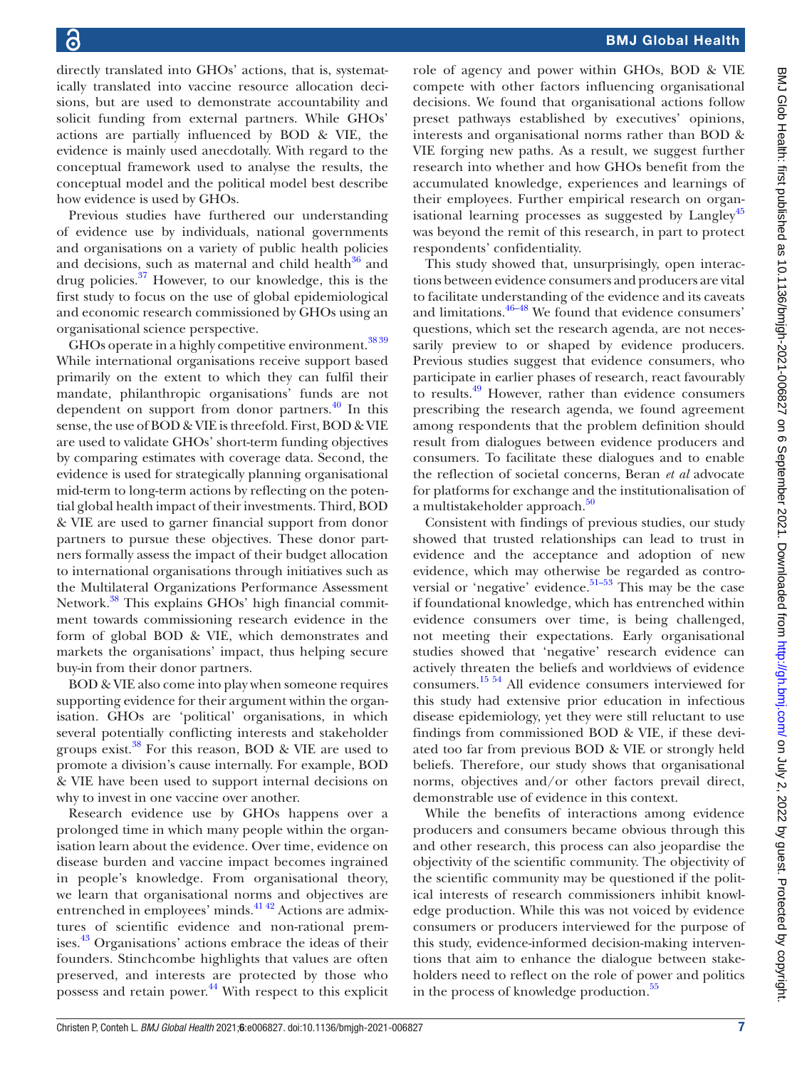directly translated into GHOs' actions, that is, systematically translated into vaccine resource allocation decisions, but are used to demonstrate accountability and solicit funding from external partners. While GHOs' actions are partially influenced by BOD & VIE, the evidence is mainly used anecdotally. With regard to the conceptual framework used to analyse the results, the conceptual model and the political model best describe how evidence is used by GHOs.

Previous studies have furthered our understanding of evidence use by individuals, national governments and organisations on a variety of public health policies and decisions, such as maternal and child health[36] and drug policies.[37] However, to our knowledge, this is the first study to focus on the use of global epidemiological and economic research commissioned by GHOs using an organisational science perspective.

GHOs operate in a highly competitive environment.[38 39] While international organisations receive support based primarily on the extent to which they can fulfil their mandate, philanthropic organisations' funds are not dependent on support from donor partners.[40] In this sense, the use of BOD & VIE is threefold. First, BOD & VIE are used to validate GHOs' short-term funding objectives by comparing estimates with coverage data. Second, the evidence is used for strategically planning organisational mid-term to long-term actions by reflecting on the potential global health impact of their investments. Third, BOD & VIE are used to garner financial support from donor partners to pursue these objectives. These donor partners formally assess the impact of their budget allocation to international organisations through initiatives such as the Multilateral Organizations Performance Assessment Network.[38] This explains GHOs' high financial commitment towards commissioning research evidence in the form of global BOD & VIE, which demonstrates and markets the organisations' impact, thus helping secure buy-in from their donor partners.

BOD & VIE also come into play when someone requires supporting evidence for their argument within the organisation. GHOs are 'political' organisations, in which several potentially conflicting interests and stakeholder groups exist.[38] For this reason, BOD & VIE are used to promote a division's cause internally. For example, BOD & VIE have been used to support internal decisions on why to invest in one vaccine over another.

Research evidence use by GHOs happens over a prolonged time in which many people within the organisation learn about the evidence. Over time, evidence on disease burden and vaccine impact becomes ingrained in people's knowledge. From organisational theory, we learn that organisational norms and objectives are entrenched in employees' minds.[41 42] Actions are admixtures of scientific evidence and non-rational premises.[43] Organisations' actions embrace the ideas of their founders. Stinchcombe highlights that values are often preserved, and interests are protected by those who possess and retain power.[44] With respect to this explicit role of agency and power within GHOs, BOD & VIE compete with other factors influencing organisational decisions. We found that organisational actions follow preset pathways established by executives' opinions, interests and organisational norms rather than BOD & VIE forging new paths. As a result, we suggest further research into whether and how GHOs benefit from the accumulated knowledge, experiences and learnings of their employees. Further empirical research on organisational learning processes as suggested by Langley[45] was beyond the remit of this research, in part to protect respondents' confidentiality.

This study showed that, unsurprisingly, open interactions between evidence consumers and producers are vital to facilitate understanding of the evidence and its caveats and limitations.[46–48] We found that evidence consumers' questions, which set the research agenda, are not necessarily preview to or shaped by evidence producers. Previous studies suggest that evidence consumers, who participate in earlier phases of research, react favourably to results.[49] However, rather than evidence consumers prescribing the research agenda, we found agreement among respondents that the problem definition should result from dialogues between evidence producers and consumers. To facilitate these dialogues and to enable the reflection of societal concerns, Beran *et al* advocate for platforms for exchange and the institutionalisation of a multistakeholder approach.[50]

Consistent with findings of previous studies, our study showed that trusted relationships can lead to trust in evidence and the acceptance and adoption of new evidence, which may otherwise be regarded as controversial or 'negative' evidence.[51–53] This may be the case if foundational knowledge, which has entrenched within evidence consumers over time, is being challenged, not meeting their expectations. Early organisational studies showed that 'negative' research evidence can actively threaten the beliefs and worldviews of evidence consumers.[15 54] All evidence consumers interviewed for this study had extensive prior education in infectious disease epidemiology, yet they were still reluctant to use findings from commissioned BOD & VIE, if these deviated too far from previous BOD & VIE or strongly held beliefs. Therefore, our study shows that organisational norms, objectives and/or other factors prevail direct, demonstrable use of evidence in this context.

While the benefits of interactions among evidence producers and consumers became obvious through this and other research, this process can also jeopardise the objectivity of the scientific community. The objectivity of the scientific community may be questioned if the political interests of research commissioners inhibit knowledge production. While this was not voiced by evidence consumers or producers interviewed for the purpose of this study, evidence-informed decision-making interventions that aim to enhance the dialogue between stakeholders need to reflect on the role of power and politics in the process of knowledge production.[55]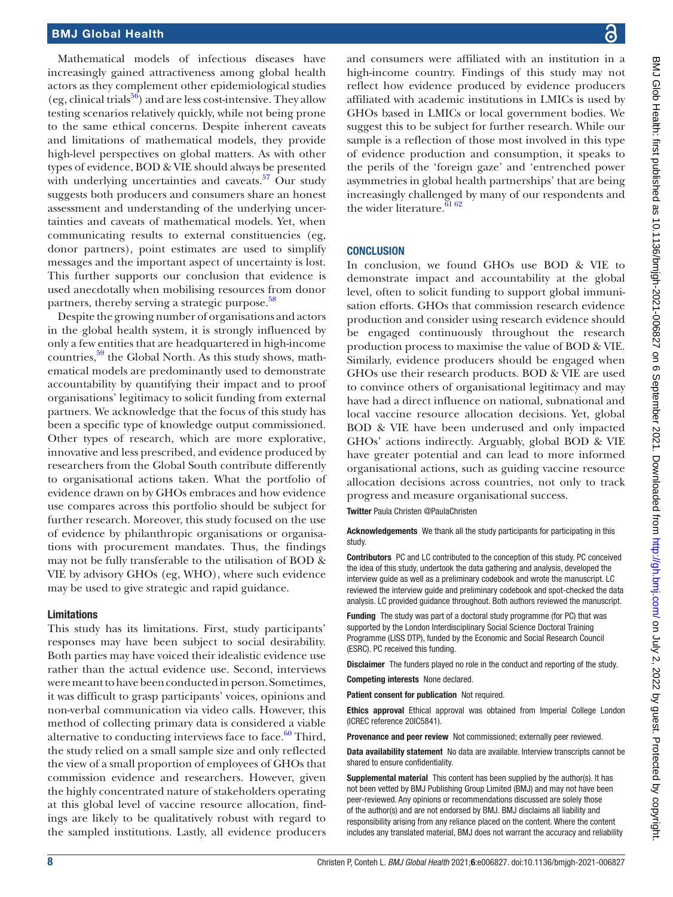Mathematical models of infectious diseases have increasingly gained attractiveness among global health actors as they complement other epidemiological studies (eg, clinical trials[56]) and are less cost-intensive. They allow testing scenarios relatively quickly, while not being prone to the same ethical concerns. Despite inherent caveats and limitations of mathematical models, they provide high-level perspectives on global matters. As with other types of evidence, BOD & VIE should always be presented with underlying uncertainties and caveats.[57] Our study suggests both producers and consumers share an honest assessment and understanding of the underlying uncertainties and caveats of mathematical models. Yet, when communicating results to external constituencies (eg, donor partners), point estimates are used to simplify messages and the important aspect of uncertainty is lost. This further supports our conclusion that evidence is used anecdotally when mobilising resources from donor partners, thereby serving a strategic purpose.[58]

Despite the growing number of organisations and actors in the global health system, it is strongly influenced by only a few entities that are headquartered in high-income countries,[59] the Global North. As this study shows, mathematical models are predominantly used to demonstrate accountability by quantifying their impact and to proof organisations' legitimacy to solicit funding from external partners. We acknowledge that the focus of this study has been a specific type of knowledge output commissioned. Other types of research, which are more explorative, innovative and less prescribed, and evidence produced by researchers from the Global South contribute differently to organisational actions taken. What the portfolio of evidence drawn on by GHOs embraces and how evidence use compares across this portfolio should be subject for further research. Moreover, this study focused on the use of evidence by philanthropic organisations or organisations with procurement mandates. Thus, the findings may not be fully transferable to the utilisation of BOD & VIE by advisory GHOs (eg, WHO), where such evidence may be used to give strategic and rapid guidance.

### Limitations

This study has its limitations. First, study participants' responses may have been subject to social desirability. Both parties may have voiced their idealistic evidence use rather than the actual evidence use. Second, interviews were meant to have been conducted in person. Sometimes, it was difficult to grasp participants' voices, opinions and non-verbal communication via video calls. However, this method of collecting primary data is considered a viable alternative to conducting interviews face to face.[60] Third, the study relied on a small sample size and only reflected the view of a small proportion of employees of GHOs that commission evidence and researchers. However, given the highly concentrated nature of stakeholders operating at this global level of vaccine resource allocation, findings are likely to be qualitatively robust with regard to the sampled institutions. Lastly, all evidence producers and consumers were affiliated with an institution in a high-income country. Findings of this study may not reflect how evidence produced by evidence producers affiliated with academic institutions in LMICs is used by GHOs based in LMICs or local government bodies. We suggest this to be subject for further research. While our sample is a reflection of those most involved in this type of evidence production and consumption, it speaks to the perils of the 'foreign gaze' and 'entrenched power asymmetries in global health partnerships' that are being increasingly challenged by many of our respondents and the wider literature.[61 62]

## CONCLUSION

In conclusion, we found GHOs use BOD & VIE to demonstrate impact and accountability at the global level, often to solicit funding to support global immunisation efforts. GHOs that commission research evidence production and consider using research evidence should be engaged continuously throughout the research production process to maximise the value of BOD & VIE. Similarly, evidence producers should be engaged when GHOs use their research products. BOD & VIE are used to convince others of organisational legitimacy and may have had a direct influence on national, subnational and local vaccine resource allocation decisions. Yet, global BOD & VIE have been underused and only impacted GHOs' actions indirectly. Arguably, global BOD & VIE have greater potential and can lead to more informed organisational actions, such as guiding vaccine resource allocation decisions across countries, not only to track progress and measure organisational success.

**Twitter** Paula Christen @PaulaChristen

**Acknowledgements** We thank all the study participants for participating in this study.

**Contributors** PC and LC contributed to the conception of this study. PC conceived the idea of this study, undertook the data gathering and analysis, developed the interview guide as well as a preliminary codebook and wrote the manuscript. LC reviewed the interview guide and preliminary codebook and spot-checked the data analysis. LC provided guidance throughout. Both authors reviewed the manuscript.

**Funding** The study was part of a doctoral study programme (for PC) that was supported by the London Interdisciplinary Social Science Doctoral Training Programme (LISS DTP), funded by the Economic and Social Research Council (ESRC). PC received this funding.

**Disclaimer** The funders played no role in the conduct and reporting of the study.

**Competing interests** None declared.

**Patient consent for publication** Not required.

**Ethics approval** Ethical approval was obtained from Imperial College London (ICREC reference 20IC5841).

**Provenance and peer review** Not commissioned; externally peer reviewed.

**Data availability statement** No data are available. Interview transcripts cannot be shared to ensure confidentiality.

**Supplemental material** This content has been supplied by the author(s). It has not been vetted by BMJ Publishing Group Limited (BMJ) and may not have been peer-reviewed. Any opinions or recommendations discussed are solely those of the author(s) and are not endorsed by BMJ. BMJ disclaims all liability and responsibility arising from any reliance placed on the content. Where the content includes any translated material, BMJ does not warrant the accuracy and reliability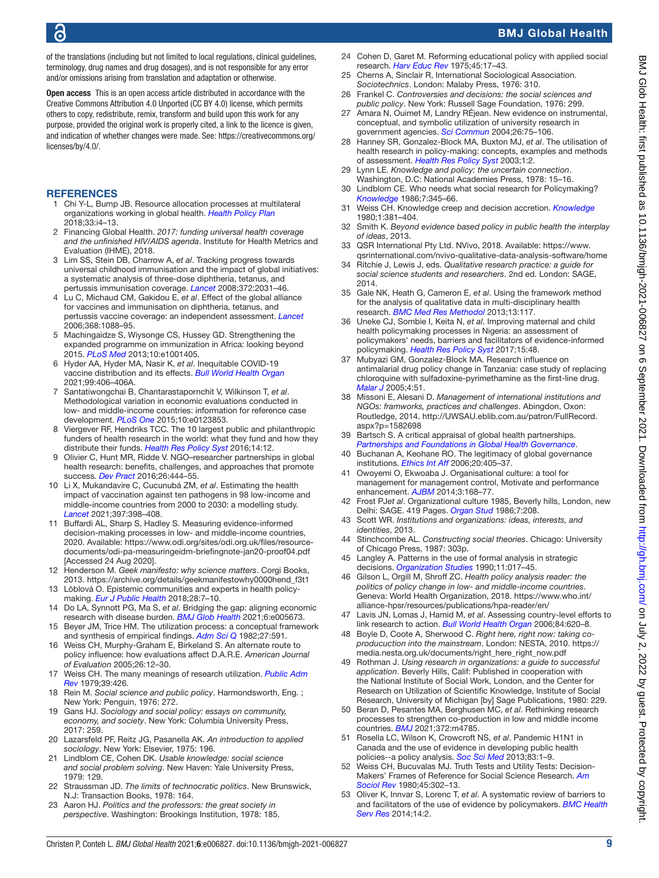of the translations (including but not limited to local regulations, clinical guidelines, terminology, drug names and drug dosages), and is not responsible for any error and/or omissions arising from translation and adaptation or otherwise.

**Open access** This is an open access article distributed in accordance with the Creative Commons Attribution 4.0 Unported (CC BY 4.0) license, which permits others to copy, redistribute, remix, transform and build upon this work for any purpose, provided the original work is properly cited, a link to the licence is given, and indication of whether changes were made. See: https://creativecommons.org/licenses/by/4.0/.

## REFERENCES

1. Chi Y-L, Bump JB. Resource allocation processes at multilateral organizations working in global health. *Health Policy Plan* 2018;33:i4–13.
2. Financing Global Health. *2017: funding universal health coverage and the unfinished HIV/AIDS agenda*. Institute for Health Metrics and Evaluation (IHME), 2018.
3. Lim SS, Stein DB, Charrow A, *et al*. Tracking progress towards universal childhood immunisation and the impact of global initiatives: a systematic analysis of three-dose diphtheria, tetanus, and pertussis immunisation coverage. *Lancet* 2008;372:2031–46.
4. Lu C, Michaud CM, Gakidou E, *et al*. Effect of the global alliance for vaccines and immunisation on diphtheria, tetanus, and pertussis vaccine coverage: an independent assessment. *Lancet* 2006;368:1088–95.
5. Machingaidze S, Wiysonge CS, Hussey GD. Strengthening the expanded programme on immunization in Africa: looking beyond 2015. *PLoS Med* 2013;10:e1001405.
6. Hyder AA, Hyder MA, Nasir K, *et al*. Inequitable COVID-19 vaccine distribution and its effects. *Bull World Health Organ* 2021;99:406–406A.
7. Santatiwongchai B, Chantarastapornchit V, Wilkinson T, *et al*. Methodological variation in economic evaluations conducted in low- and middle-income countries: information for reference case development. *PLoS One* 2015;10:e0123853.
8. Viergever RF, Hendriks TCC. The 10 largest public and philanthropic funders of health research in the world: what they fund and how they distribute their funds. *Health Res Policy Syst* 2016;14:12.
9. Olivier C, Hunt MR, Ridde V. NGO–researcher partnerships in global health research: benefits, challenges, and approaches that promote success. *Dev Pract* 2016;26:444–55.
10. Li X, Mukandavire C, Cucunubá ZM, *et al*. Estimating the health impact of vaccination against ten pathogens in 98 low-income and middle-income countries from 2000 to 2030: a modelling study. *Lancet* 2021;397:398–408.
11. Buffardi AL, Sharp S, Hadley S. Measuring evidence-informed decision-making processes in low- and middle-income countries, 2020. Available: https://www.odi.org/sites/odi.org.uk/files/resource-documents/odi-pa-measuringeidm-briefingnote-jan20-proof04.pdf [Accessed 24 Aug 2020].
12. Henderson M. *Geek manifesto: why science matters*. Corgi Books, 2013. https://archive.org/details/geekmanifestowhy0000hend_f3t1
13. Löblová O. Epistemic communities and experts in health policy-making. *Eur J Public Health* 2018;28:7–10.
14. Do LA, Synnott PG, Ma S, *et al*. Bridging the gap: aligning economic research with disease burden. *BMJ Glob Health* 2021;6:e005673.
15. Beyer JM, Trice HM. The utilization process: a conceptual framework and synthesis of empirical findings. *Adm Sci Q* 1982;27:591.
16. Weiss CH, Murphy-Graham E, Birkeland S. An alternate route to policy influence: how evaluations affect D.A.R.E. *American Journal of Evaluation* 2005;26:12–30.
17. Weiss CH. The many meanings of research utilization. *Public Adm Rev* 1979;39:426.
18. Rein M. *Social science and public policy*. Harmondsworth, Eng. ; New York: Penguin, 1976: 272.
19. Gans HJ. *Sociology and social policy: essays on community, economy, and society*. New York: Columbia University Press, 2017: 259.
20. Lazarsfeld PF, Reitz JG, Pasanella AK. *An introduction to applied sociology*. New York: Elsevier, 1975: 196.
21. Lindblom CE, Cohen DK. *Usable knowledge: social science and social problem solving*. New Haven: Yale University Press, 1979: 129.
22. Straussman JD. *The limits of technocratic politics*. New Brunswick, N.J: Transaction Books, 1978: 164.
23. Aaron HJ. *Politics and the professors: the great society in perspective*. Washington: Brookings Institution, 1978: 185.
24. Cohen D, Garet M. Reforming educational policy with applied social research. *Harv Educ Rev* 1975;45:17–43.
25. Cherns A, Sinclair R, International Sociological Association. *Sociotechnics*. London: Malaby Press, 1976: 310.
26. Frankel C. *Controversies and decisions: the social sciences and public policy*. New York: Russell Sage Foundation, 1976: 299.
27. Amara N, Ouimet M, Landry RÉjean. New evidence on instrumental, conceptual, and symbolic utilization of university research in government agencies. *Sci Commun* 2004;26:75–106.
28. Hanney SR, Gonzalez-Block MA, Buxton MJ, *et al*. The utilisation of health research in policy-making: concepts, examples and methods of assessment. *Health Res Policy Syst* 2003;1:2.
29. Lynn LE. *Knowledge and policy: the uncertain connection*. Washington, D.C: National Academies Press, 1978: 15–16.
30. Lindblom CE. Who needs what social research for Policymaking? *Knowledge* 1986;7:345–66.
31. Weiss CH. Knowledge creep and decision accretion. *Knowledge* 1980;1:381–404.
32. Smith K. *Beyond evidence based policy in public health the interplay of ideas*, 2013.
33. QSR International Pty Ltd. NVivo, 2018. Available: https://www.qsrinternational.com/nvivo-qualitative-data-analysis-software/home
34. Ritchie J, Lewis J, eds. *Qualitative research practice: a guide for social science students and researchers*. 2nd ed. London: SAGE, 2014.
35. Gale NK, Heath G, Cameron E, *et al*. Using the framework method for the analysis of qualitative data in multi-disciplinary health research. *BMC Med Res Methodol* 2013;13:117.
36. Uneke CJ, Sombie I, Keita N, *et al*. Improving maternal and child health policymaking processes in Nigeria: an assessment of policymakers' needs, barriers and facilitators of evidence-informed policymaking. *Health Res Policy Syst* 2017;15:48.
37. Mubyazi GM, Gonzalez-Block MA. Research influence on antimalarial drug policy change in Tanzania: case study of replacing chloroquine with sulfadoxine-pyrimethamine as the first-line drug. *Malar J* 2005;4:51.
38. Missoni E, Alesani D. *Management of international institutions and NGOs: framworks, practices and challenges*. Abingdon, Oxon: Routledge, 2014. http://UWSAU.eblib.com.au/patron/FullRecord.aspx?p=1582698
39. Bartsch S. A critical appraisal of global health partnerships. *Partnerships and Foundations in Global Health Governance*.
40. Buchanan A, Keohane RO. The legitimacy of global governance institutions. *Ethics Int Aff* 2006;20:405–37.
41. Owoyemi O, Ekwoaba J. Organisational culture: a tool for management for management control, Motivate and performance enhancement. *AJBM* 2014;3:168–77.
42. Frost PJ*et al*. Organizational culture 1985, Beverly hills, London, new Delhi: SAGE. 419 Pages. *Organ Stud* 1986;7:208.
43. Scott WR. *Institutions and organizations: ideas, interests, and identities*, 2013.
44. Stinchcombe AL. *Constructing social theories*. Chicago: University of Chicago Press, 1987: 303p.
45. Langley A. Patterns in the use of formal analysis in strategic decisions. *Organization Studies* 1990;11:017–45.
46. Gilson L, Orgill M, Shroff ZC. *Health policy analysis reader: the politics of policy change in low- and middle-income countries*. Geneva: World Health Organization, 2018. https://www.who.int/alliance-hpsr/resources/publications/hpa-reader/en/
47. Lavis JN, Lomas J, Hamid M, *et al*. Assessing country-level efforts to link research to action. *Bull World Health Organ* 2006;84:620–8.
48. Boyle D, Coote A, Sherwood C. *Right here, right now: taking co-producuction into the mainstream*. London: NESTA, 2010. https://media.nesta.org.uk/documents/right_here_right_now.pdf
49. Rothman J. *Using research in organizations: a guide to successful application*. Beverly Hills, Calif: Published in cooperation with the National Institute of Social Work, London, and the Center for Research on Utilization of Scientific Knowledge, Institute of Social Research, University of Michigan [by] Sage Publications, 1980: 229.
50. Beran D, Pesantes MA, Berghusen MC, *et al*. Rethinking research processes to strengthen co-production in low and middle income countries. *BMJ* 2021;372:m4785.
51. Rosella LC, Wilson K, Crowcroft NS, *et al*. Pandemic H1N1 in Canada and the use of evidence in developing public health policies--a policy analysis. *Soc Sci Med* 2013;83:1–9.
52. Weiss CH, Bucuvalas MJ. Truth Tests and Utility Tests: Decision-Makers' Frames of Reference for Social Science Research. *Am Sociol Rev* 1980;45:302–13.
53. Oliver K, Innvar S, Lorenc T, *et al*. A systematic review of barriers to and facilitators of the use of evidence by policymakers. *BMC Health Serv Res* 2014;14:2.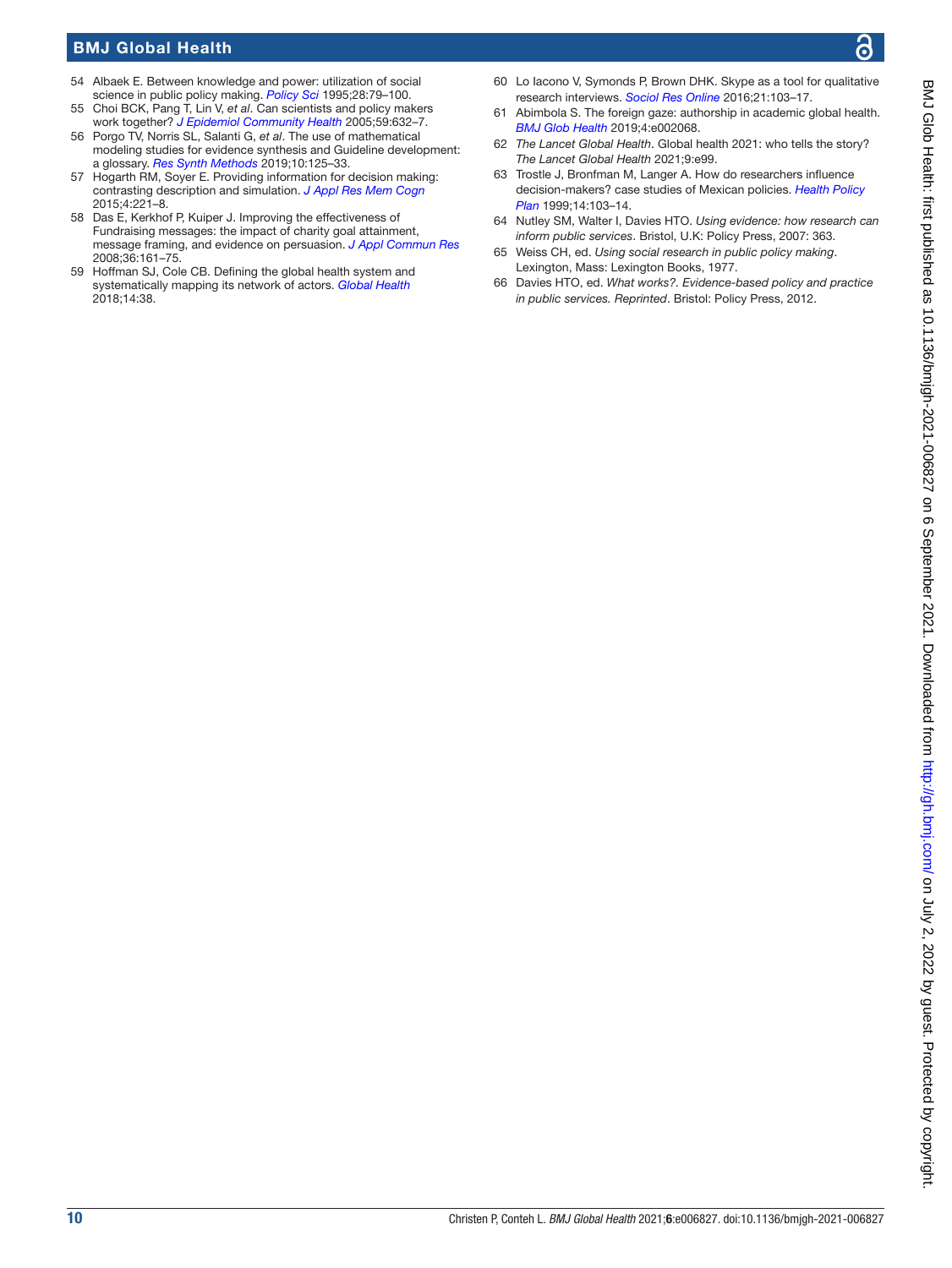54 Albaek E. Between knowledge and power: utilization of social science in public policy making. *Policy Sci* 1995;28:79–100.

55 Choi BCK, Pang T, Lin V, *et al*. Can scientists and policy makers work together? *J Epidemiol Community Health* 2005;59:632–7.

56 Porgo TV, Norris SL, Salanti G, *et al*. The use of mathematical modeling studies for evidence synthesis and Guideline development: a glossary. *Res Synth Methods* 2019;10:125–33.

57 Hogarth RM, Soyer E. Providing information for decision making: contrasting description and simulation. *J Appl Res Mem Cogn* 2015;4:221–8.

58 Das E, Kerkhof P, Kuiper J. Improving the effectiveness of Fundraising messages: the impact of charity goal attainment, message framing, and evidence on persuasion. *J Appl Commun Res* 2008;36:161–75.

59 Hoffman SJ, Cole CB. Defining the global health system and systematically mapping its network of actors. *Global Health* 2018;14:38.

60 Lo Iacono V, Symonds P, Brown DHK. Skype as a tool for qualitative research interviews. *Sociol Res Online* 2016;21:103–17.

61 Abimbola S. The foreign gaze: authorship in academic global health. *BMJ Glob Health* 2019;4:e002068.

62 *The Lancet Global Health*. Global health 2021: who tells the story? *The Lancet Global Health* 2021;9:e99.

63 Trostle J, Bronfman M, Langer A. How do researchers influence decision-makers? case studies of Mexican policies. *Health Policy Plan* 1999;14:103–14.

64 Nutley SM, Walter I, Davies HTO. *Using evidence: how research can inform public services*. Bristol, U.K: Policy Press, 2007: 363.

65 Weiss CH, ed. *Using social research in public policy making*. Lexington, Mass: Lexington Books, 1977.

66 Davies HTO, ed. *What works?. Evidence-based policy and practice in public services. Reprinted*. Bristol: Policy Press, 2012.